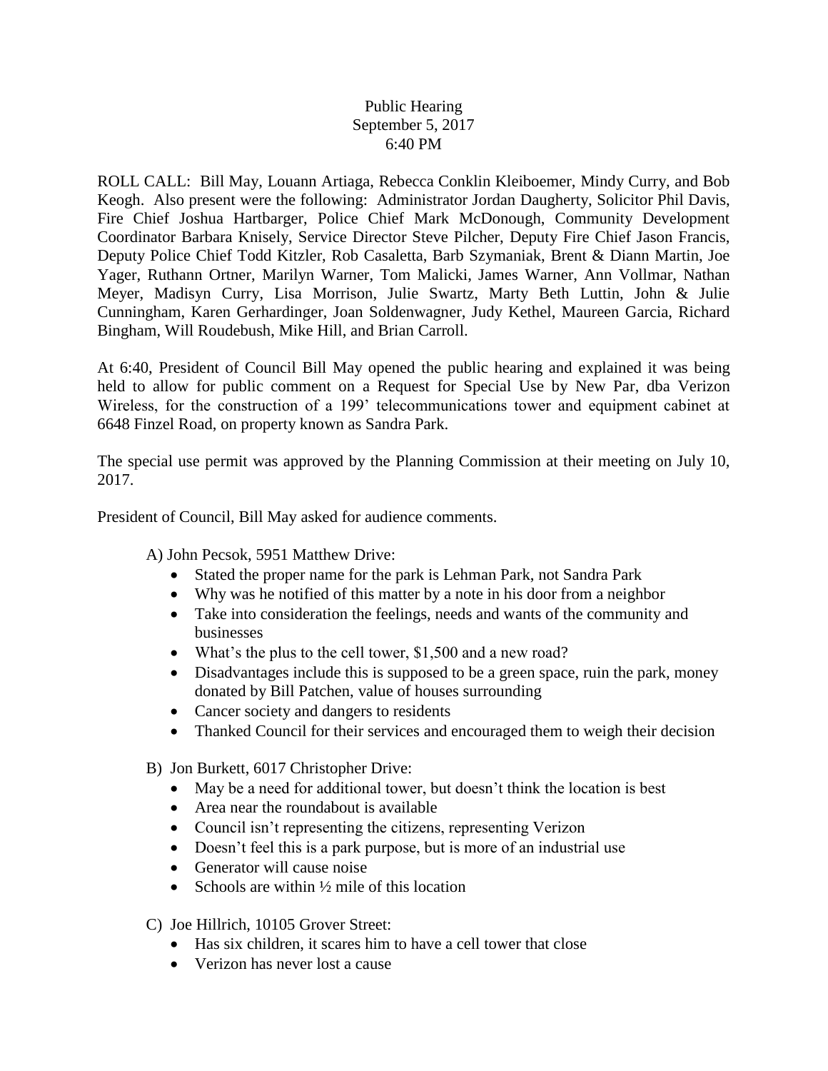Public Hearing
September 5, 2017
6:40 PM

ROLL CALL: Bill May, Louann Artiaga, Rebecca Conklin Kleiboemer, Mindy Curry, and Bob Keogh. Also present were the following: Administrator Jordan Daugherty, Solicitor Phil Davis, Fire Chief Joshua Hartbarger, Police Chief Mark McDonough, Community Development Coordinator Barbara Knisely, Service Director Steve Pilcher, Deputy Fire Chief Jason Francis, Deputy Police Chief Todd Kitzler, Rob Casaletta, Barb Szymaniak, Brent & Diann Martin, Joe Yager, Ruthann Ortner, Marilyn Warner, Tom Malicki, James Warner, Ann Vollmar, Nathan Meyer, Madisyn Curry, Lisa Morrison, Julie Swartz, Marty Beth Luttin, John & Julie Cunningham, Karen Gerhardinger, Joan Soldenwagner, Judy Kethel, Maureen Garcia, Richard Bingham, Will Roudebush, Mike Hill, and Brian Carroll.

At 6:40, President of Council Bill May opened the public hearing and explained it was being held to allow for public comment on a Request for Special Use by New Par, dba Verizon Wireless, for the construction of a 199' telecommunications tower and equipment cabinet at 6648 Finzel Road, on property known as Sandra Park.

The special use permit was approved by the Planning Commission at their meeting on July 10, 2017.

President of Council, Bill May asked for audience comments.

A) John Pecsok, 5951 Matthew Drive:
- Stated the proper name for the park is Lehman Park, not Sandra Park
- Why was he notified of this matter by a note in his door from a neighbor
- Take into consideration the feelings, needs and wants of the community and businesses
- What's the plus to the cell tower, $1,500 and a new road?
- Disadvantages include this is supposed to be a green space, ruin the park, money donated by Bill Patchen, value of houses surrounding
- Cancer society and dangers to residents
- Thanked Council for their services and encouraged them to weigh their decision

B) Jon Burkett, 6017 Christopher Drive:
- May be a need for additional tower, but doesn't think the location is best
- Area near the roundabout is available
- Council isn't representing the citizens, representing Verizon
- Doesn't feel this is a park purpose, but is more of an industrial use
- Generator will cause noise
- Schools are within ½ mile of this location

C) Joe Hillrich, 10105 Grover Street:
- Has six children, it scares him to have a cell tower that close
- Verizon has never lost a cause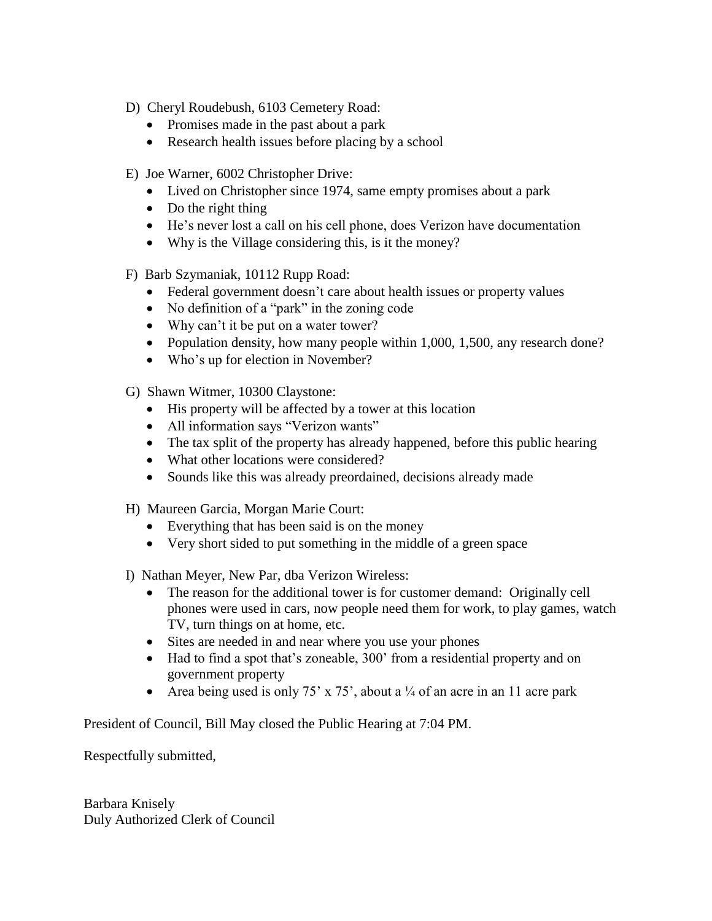D) Cheryl Roudebush, 6103 Cemetery Road:

- Promises made in the past about a park
- Research health issues before placing by a school

E) Joe Warner, 6002 Christopher Drive:

- Lived on Christopher since 1974, same empty promises about a park
- Do the right thing
- He's never lost a call on his cell phone, does Verizon have documentation
- Why is the Village considering this, is it the money?

F) Barb Szymaniak, 10112 Rupp Road:

- Federal government doesn't care about health issues or property values
- No definition of a "park" in the zoning code
- Why can't it be put on a water tower?
- Population density, how many people within 1,000, 1,500, any research done?
- Who's up for election in November?

G) Shawn Witmer, 10300 Claystone:

- His property will be affected by a tower at this location
- All information says "Verizon wants"
- The tax split of the property has already happened, before this public hearing
- What other locations were considered?
- Sounds like this was already preordained, decisions already made

H) Maureen Garcia, Morgan Marie Court:

- Everything that has been said is on the money
- Very short sided to put something in the middle of a green space

I) Nathan Meyer, New Par, dba Verizon Wireless:

- The reason for the additional tower is for customer demand: Originally cell phones were used in cars, now people need them for work, to play games, watch TV, turn things on at home, etc.
- Sites are needed in and near where you use your phones
- Had to find a spot that's zoneable, 300' from a residential property and on government property
- Area being used is only 75' x 75', about a ¼ of an acre in an 11 acre park

President of Council, Bill May closed the Public Hearing at 7:04 PM.

Respectfully submitted,

Barbara Knisely
Duly Authorized Clerk of Council